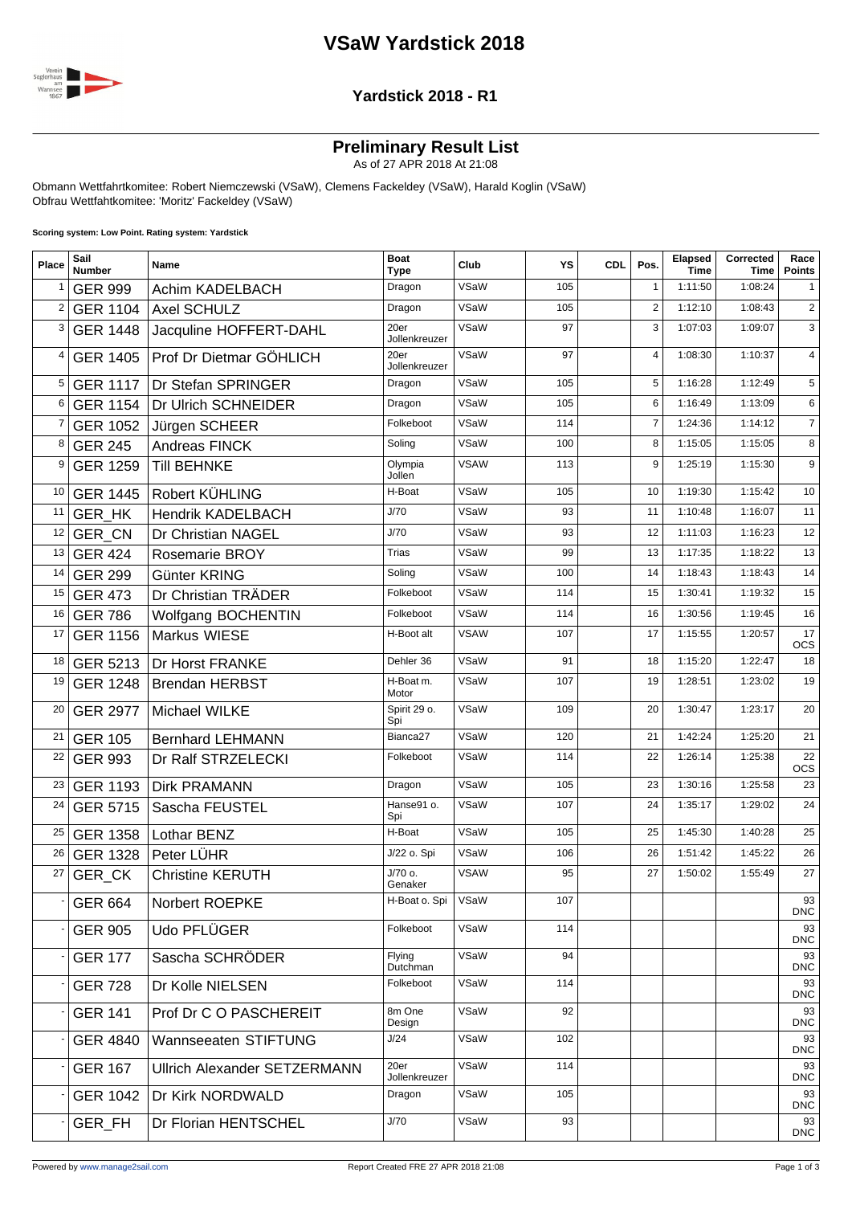# VSaW Yardstick 2018

## Yardstick 2018 - R1

### Preliminary Result List

As of 27 APR 2018 At 21:08

Obmann Wettfahrtkomitee: Robert Niemczewski (VSaW), Clemens Fackeldey (VSaW), Harald Koglin (VSaW)
Obfrau Wettfahtkomitee: 'Moritz' Fackeldey (VSaW)

**Scoring system: Low Point. Rating system: Yardstick**

| Place | Sail Number | Name | Boat Type | Club | YS | CDL | Pos. | Elapsed Time | Corrected Time | Race Points |
|---|---|---|---|---|---|---|---|---|---|---|
| 1 | GER 999 | Achim KADELBACH | Dragon | VSaW | 105 | | 1 | 1:11:50 | 1:08:24 | 1 |
| 2 | GER 1104 | Axel SCHULZ | Dragon | VSaW | 105 | | 2 | 1:12:10 | 1:08:43 | 2 |
| 3 | GER 1448 | Jacquline HOFFERT-DAHL | 20er Jollenkreuzer | VSaW | 97 | | 3 | 1:07:03 | 1:09:07 | 3 |
| 4 | GER 1405 | Prof Dr Dietmar GÖHLICH | 20er Jollenkreuzer | VSaW | 97 | | 4 | 1:08:30 | 1:10:37 | 4 |
| 5 | GER 1117 | Dr Stefan SPRINGER | Dragon | VSaW | 105 | | 5 | 1:16:28 | 1:12:49 | 5 |
| 6 | GER 1154 | Dr Ulrich SCHNEIDER | Dragon | VSaW | 105 | | 6 | 1:16:49 | 1:13:09 | 6 |
| 7 | GER 1052 | Jürgen SCHEER | Folkeboot | VSaW | 114 | | 7 | 1:24:36 | 1:14:12 | 7 |
| 8 | GER 245 | Andreas FINCK | Soling | VSaW | 100 | | 8 | 1:15:05 | 1:15:05 | 8 |
| 9 | GER 1259 | Till BEHNKE | Olympia Jollen | VSAW | 113 | | 9 | 1:25:19 | 1:15:30 | 9 |
| 10 | GER 1445 | Robert KÜHLING | H-Boat | VSaW | 105 | | 10 | 1:19:30 | 1:15:42 | 10 |
| 11 | GER_HK | Hendrik KADELBACH | J/70 | VSaW | 93 | | 11 | 1:10:48 | 1:16:07 | 11 |
| 12 | GER_CN | Dr Christian NAGEL | J/70 | VSaW | 93 | | 12 | 1:11:03 | 1:16:23 | 12 |
| 13 | GER 424 | Rosemarie BROY | Trias | VSaW | 99 | | 13 | 1:17:35 | 1:18:22 | 13 |
| 14 | GER 299 | Günter KRING | Soling | VSaW | 100 | | 14 | 1:18:43 | 1:18:43 | 14 |
| 15 | GER 473 | Dr Christian TRÄDER | Folkeboot | VSaW | 114 | | 15 | 1:30:41 | 1:19:32 | 15 |
| 16 | GER 786 | Wolfgang BOCHENTIN | Folkeboot | VSaW | 114 | | 16 | 1:30:56 | 1:19:45 | 16 |
| 17 | GER 1156 | Markus WIESE | H-Boot alt | VSAW | 107 | | 17 | 1:15:55 | 1:20:57 | 17 OCS |
| 18 | GER 5213 | Dr Horst FRANKE | Dehler 36 | VSaW | 91 | | 18 | 1:15:20 | 1:22:47 | 18 |
| 19 | GER 1248 | Brendan HERBST | H-Boat m. Motor | VSaW | 107 | | 19 | 1:28:51 | 1:23:02 | 19 |
| 20 | GER 2977 | Michael WILKE | Spirit 29 o. Spi | VSaW | 109 | | 20 | 1:30:47 | 1:23:17 | 20 |
| 21 | GER 105 | Bernhard LEHMANN | Bianca27 | VSaW | 120 | | 21 | 1:42:24 | 1:25:20 | 21 |
| 22 | GER 993 | Dr Ralf STRZELECKI | Folkeboot | VSaW | 114 | | 22 | 1:26:14 | 1:25:38 | 22 OCS |
| 23 | GER 1193 | Dirk PRAMANN | Dragon | VSaW | 105 | | 23 | 1:30:16 | 1:25:58 | 23 |
| 24 | GER 5715 | Sascha FEUSTEL | Hanse91 o. Spi | VSaW | 107 | | 24 | 1:35:17 | 1:29:02 | 24 |
| 25 | GER 1358 | Lothar BENZ | H-Boat | VSaW | 105 | | 25 | 1:45:30 | 1:40:28 | 25 |
| 26 | GER 1328 | Peter LÜHR | J/22 o. Spi | VSaW | 106 | | 26 | 1:51:42 | 1:45:22 | 26 |
| 27 | GER_CK | Christine KERUTH | J/70 o. Genaker | VSAW | 95 | | 27 | 1:50:02 | 1:55:49 | 27 |
| - | GER 664 | Norbert ROEPKE | H-Boat o. Spi | VSaW | 107 | | | | | 93 DNC |
| - | GER 905 | Udo PFLÜGER | Folkeboot | VSaW | 114 | | | | | 93 DNC |
| - | GER 177 | Sascha SCHRÖDER | Flying Dutchman | VSaW | 94 | | | | | 93 DNC |
| - | GER 728 | Dr Kolle NIELSEN | Folkeboot | VSaW | 114 | | | | | 93 DNC |
| - | GER 141 | Prof Dr C O PASCHEREIT | 8m One Design | VSaW | 92 | | | | | 93 DNC |
| - | GER 4840 | Wannseeaten STIFTUNG | J/24 | VSaW | 102 | | | | | 93 DNC |
| - | GER 167 | Ullrich Alexander SETZERMANN | 20er Jollenkreuzer | VSaW | 114 | | | | | 93 DNC |
| - | GER 1042 | Dr Kirk NORDWALD | Dragon | VSaW | 105 | | | | | 93 DNC |
| - | GER_FH | Dr Florian HENTSCHEL | J/70 | VSaW | 93 | | | | | 93 DNC |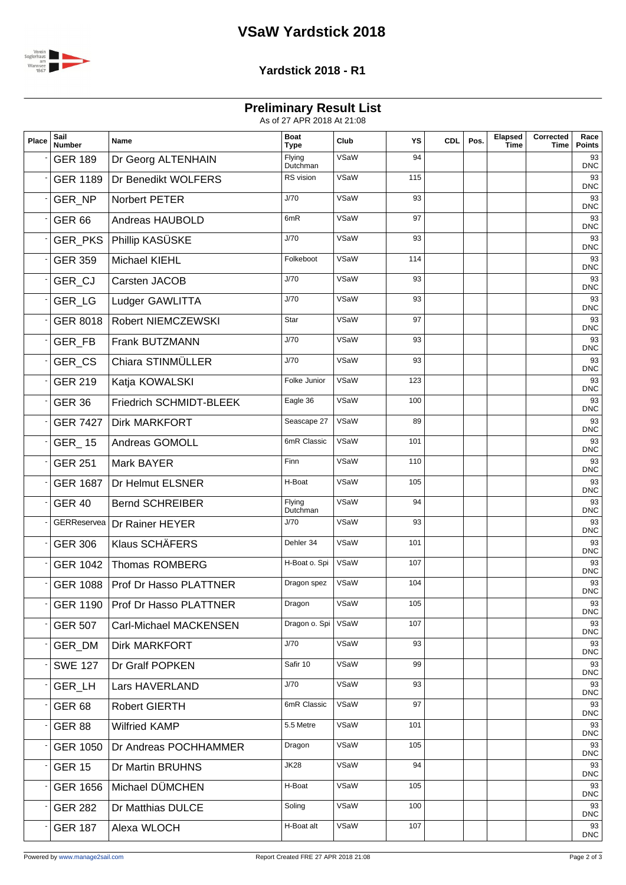# VSaW Yardstick 2018

## Yardstick 2018 - R1

### Preliminary Result List

As of 27 APR 2018 At 21:08

| Place | Sail Number | Name | Boat Type | Club | YS | CDL | Pos. | Elapsed Time | Corrected Time | Race Points |
|---|---|---|---|---|---|---|---|---|---|---|
| - | GER 189 | Dr Georg ALTENHAIN | Flying Dutchman | VSaW | 94 | | | | | 93 DNC |
| - | GER 1189 | Dr Benedikt WOLFERS | RS vision | VSaW | 115 | | | | | 93 DNC |
| - | GER_NP | Norbert PETER | J/70 | VSaW | 93 | | | | | 93 DNC |
| - | GER 66 | Andreas HAUBOLD | 6mR | VSaW | 97 | | | | | 93 DNC |
| - | GER_PKS | Phillip KASÜSKE | J/70 | VSaW | 93 | | | | | 93 DNC |
| - | GER 359 | Michael KIEHL | Folkeboot | VSaW | 114 | | | | | 93 DNC |
| - | GER_CJ | Carsten JACOB | J/70 | VSaW | 93 | | | | | 93 DNC |
| - | GER_LG | Ludger GAWLITTA | J/70 | VSaW | 93 | | | | | 93 DNC |
| - | GER 8018 | Robert NIEMCZEWSKI | Star | VSaW | 97 | | | | | 93 DNC |
| - | GER_FB | Frank BUTZMANN | J/70 | VSaW | 93 | | | | | 93 DNC |
| - | GER_CS | Chiara STINMÜLLER | J/70 | VSaW | 93 | | | | | 93 DNC |
| - | GER 219 | Katja KOWALSKI | Folke Junior | VSaW | 123 | | | | | 93 DNC |
| - | GER 36 | Friedrich SCHMIDT-BLEEK | Eagle 36 | VSaW | 100 | | | | | 93 DNC |
| - | GER 7427 | Dirk MARKFORT | Seascape 27 | VSaW | 89 | | | | | 93 DNC |
| - | GER_ 15 | Andreas GOMOLL | 6mR Classic | VSaW | 101 | | | | | 93 DNC |
| - | GER 251 | Mark BAYER | Finn | VSaW | 110 | | | | | 93 DNC |
| - | GER 1687 | Dr Helmut ELSNER | H-Boat | VSaW | 105 | | | | | 93 DNC |
| - | GER 40 | Bernd SCHREIBER | Flying Dutchman | VSaW | 94 | | | | | 93 DNC |
| - | GERReservea | Dr Rainer HEYER | J/70 | VSaW | 93 | | | | | 93 DNC |
| - | GER 306 | Klaus SCHÄFERS | Dehler 34 | VSaW | 101 | | | | | 93 DNC |
| - | GER 1042 | Thomas ROMBERG | H-Boat o. Spi | VSaW | 107 | | | | | 93 DNC |
| - | GER 1088 | Prof Dr Hasso PLATTNER | Dragon spez | VSaW | 104 | | | | | 93 DNC |
| - | GER 1190 | Prof Dr Hasso PLATTNER | Dragon | VSaW | 105 | | | | | 93 DNC |
| - | GER 507 | Carl-Michael MACKENSEN | Dragon o. Spi | VSaW | 107 | | | | | 93 DNC |
| - | GER_DM | Dirk MARKFORT | J/70 | VSaW | 93 | | | | | 93 DNC |
| - | SWE 127 | Dr Gralf POPKEN | Safir 10 | VSaW | 99 | | | | | 93 DNC |
| - | GER_LH | Lars HAVERLAND | J/70 | VSaW | 93 | | | | | 93 DNC |
| - | GER 68 | Robert GIERTH | 6mR Classic | VSaW | 97 | | | | | 93 DNC |
| - | GER 88 | Wilfried KAMP | 5.5 Metre | VSaW | 101 | | | | | 93 DNC |
| - | GER 1050 | Dr Andreas POCHHAMMER | Dragon | VSaW | 105 | | | | | 93 DNC |
| - | GER 15 | Dr Martin BRUHNS | JK28 | VSaW | 94 | | | | | 93 DNC |
| - | GER 1656 | Michael DÜMCHEN | H-Boat | VSaW | 105 | | | | | 93 DNC |
| - | GER 282 | Dr Matthias DULCE | Soling | VSaW | 100 | | | | | 93 DNC |
| - | GER 187 | Alexa WLOCH | H-Boat alt | VSaW | 107 | | | | | 93 DNC |

Powered by www.manage2sail.com    Report Created FRE 27 APR 2018 21:08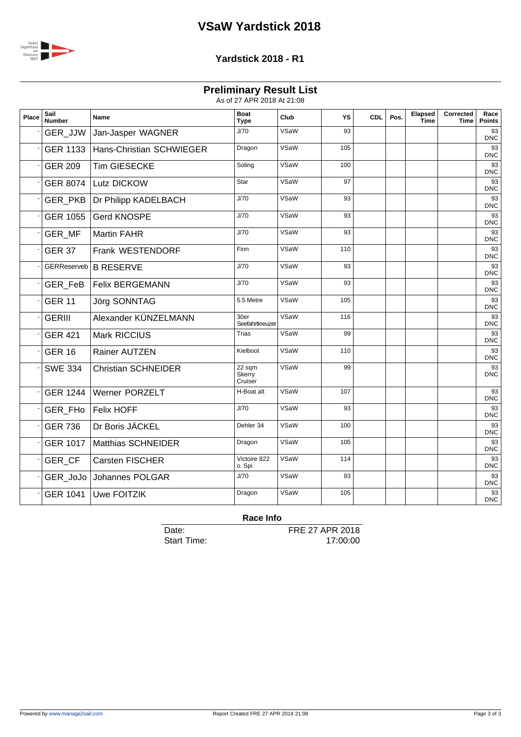# VSaW Yardstick 2018

## Yardstick 2018 - R1

### Preliminary Result List

As of 27 APR 2018 At 21:08

| Place | Sail Number | Name | Boat Type | Club | YS | CDL | Pos. | Elapsed Time | Corrected Time | Race Points |
|---|---|---|---|---|---|---|---|---|---|---|
| - | GER_JJW | Jan-Jasper WAGNER | J/70 | VSaW | 93 | | | | | 93 DNC |
| - | GER 1133 | Hans-Christian SCHWIEGER | Dragon | VSaW | 105 | | | | | 93 DNC |
| - | GER 209 | Tim GIESECKE | Soling | VSaW | 100 | | | | | 93 DNC |
| - | GER 8074 | Lutz DICKOW | Star | VSaW | 97 | | | | | 93 DNC |
| - | GER_PKB | Dr Philipp KADELBACH | J/70 | VSaW | 93 | | | | | 93 DNC |
| - | GER 1055 | Gerd KNOSPE | J/70 | VSaW | 93 | | | | | 93 DNC |
| - | GER_MF | Martin FAHR | J/70 | VSaW | 93 | | | | | 93 DNC |
| - | GER 37 | Frank WESTENDORF | Finn | VSaW | 110 | | | | | 93 DNC |
| - | GERReserveb | B RESERVE | J/70 | VSaW | 93 | | | | | 93 DNC |
| - | GER_FeB | Felix BERGEMANN | J/70 | VSaW | 93 | | | | | 93 DNC |
| - | GER 11 | Jörg SONNTAG | 5.5 Metre | VSaW | 105 | | | | | 93 DNC |
| - | GERIII | Alexander KÜNZELMANN | 30er Seefahrtkreuzer | VSaW | 116 | | | | | 93 DNC |
| - | GER 421 | Mark RICCIUS | Trias | VSaW | 99 | | | | | 93 DNC |
| - | GER 16 | Rainer AUTZEN | Kielboot | VSaW | 110 | | | | | 93 DNC |
| - | SWE 334 | Christian SCHNEIDER | 22 sqm Skerry Cruiser | VSaW | 99 | | | | | 93 DNC |
| - | GER 1244 | Werner PORZELT | H-Boat alt | VSaW | 107 | | | | | 93 DNC |
| - | GER_FHo | Felix HOFF | J/70 | VSaW | 93 | | | | | 93 DNC |
| - | GER 736 | Dr Boris JÄCKEL | Dehler 34 | VSaW | 100 | | | | | 93 DNC |
| - | GER 1017 | Matthias SCHNEIDER | Dragon | VSaW | 105 | | | | | 93 DNC |
| - | GER_CF | Carsten FISCHER | Victoire 822 o. Spi | VSaW | 114 | | | | | 93 DNC |
| - | GER_JoJo | Johannes POLGAR | J/70 | VSaW | 93 | | | | | 93 DNC |
| - | GER 1041 | Uwe FOITZIK | Dragon | VSaW | 105 | | | | | 93 DNC |

**Race Info**

| | |
|---|---|
| Date: | FRE 27 APR 2018 |
| Start Time: | 17:00:00 |